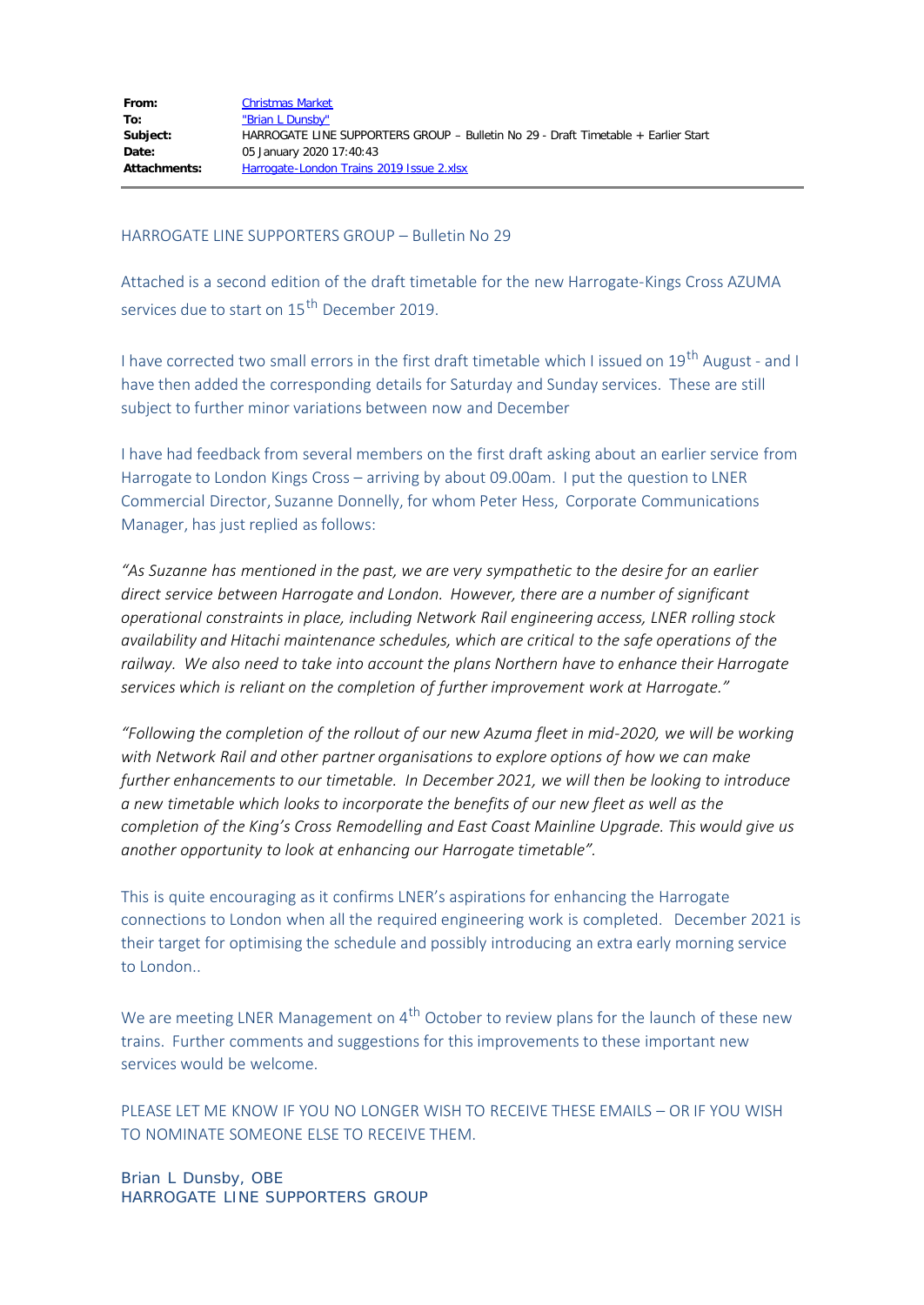| **From:** | Christmas Market |
|---|---|
| **To:** | "Brian L Dunsby" |
| **Subject:** | HARROGATE LINE SUPPORTERS GROUP – Bulletin No 29 - Draft Timetable + Earlier Start |
| **Date:** | 05 January 2020 17:40:43 |
| **Attachments:** | Harrogate-London Trains 2019 Issue 2.xlsx |

---

HARROGATE LINE SUPPORTERS GROUP – Bulletin No 29

Attached is a second edition of the draft timetable for the new Harrogate-Kings Cross AZUMA services due to start on 15th December 2019.

I have corrected two small errors in the first draft timetable which I issued on 19th August - and I have then added the corresponding details for Saturday and Sunday services. These are still subject to further minor variations between now and December

I have had feedback from several members on the first draft asking about an earlier service from Harrogate to London Kings Cross – arriving by about 09.00am. I put the question to LNER Commercial Director, Suzanne Donnelly, for whom Peter Hess, Corporate Communications Manager, has just replied as follows:

*"As Suzanne has mentioned in the past, we are very sympathetic to the desire for an earlier direct service between Harrogate and London. However, there are a number of significant operational constraints in place, including Network Rail engineering access, LNER rolling stock availability and Hitachi maintenance schedules, which are critical to the safe operations of the railway. We also need to take into account the plans Northern have to enhance their Harrogate services which is reliant on the completion of further improvement work at Harrogate."*

*"Following the completion of the rollout of our new Azuma fleet in mid-2020, we will be working with Network Rail and other partner organisations to explore options of how we can make further enhancements to our timetable. In December 2021, we will then be looking to introduce a new timetable which looks to incorporate the benefits of our new fleet as well as the completion of the King's Cross Remodelling and East Coast Mainline Upgrade. This would give us another opportunity to look at enhancing our Harrogate timetable".*

This is quite encouraging as it confirms LNER's aspirations for enhancing the Harrogate connections to London when all the required engineering work is completed. December 2021 is their target for optimising the schedule and possibly introducing an extra early morning service to London..

We are meeting LNER Management on 4th October to review plans for the launch of these new trains. Further comments and suggestions for this improvements to these important new services would be welcome.

PLEASE LET ME KNOW IF YOU NO LONGER WISH TO RECEIVE THESE EMAILS – OR IF YOU WISH TO NOMINATE SOMEONE ELSE TO RECEIVE THEM.

Brian L Dunsby, OBE
HARROGATE LINE SUPPORTERS GROUP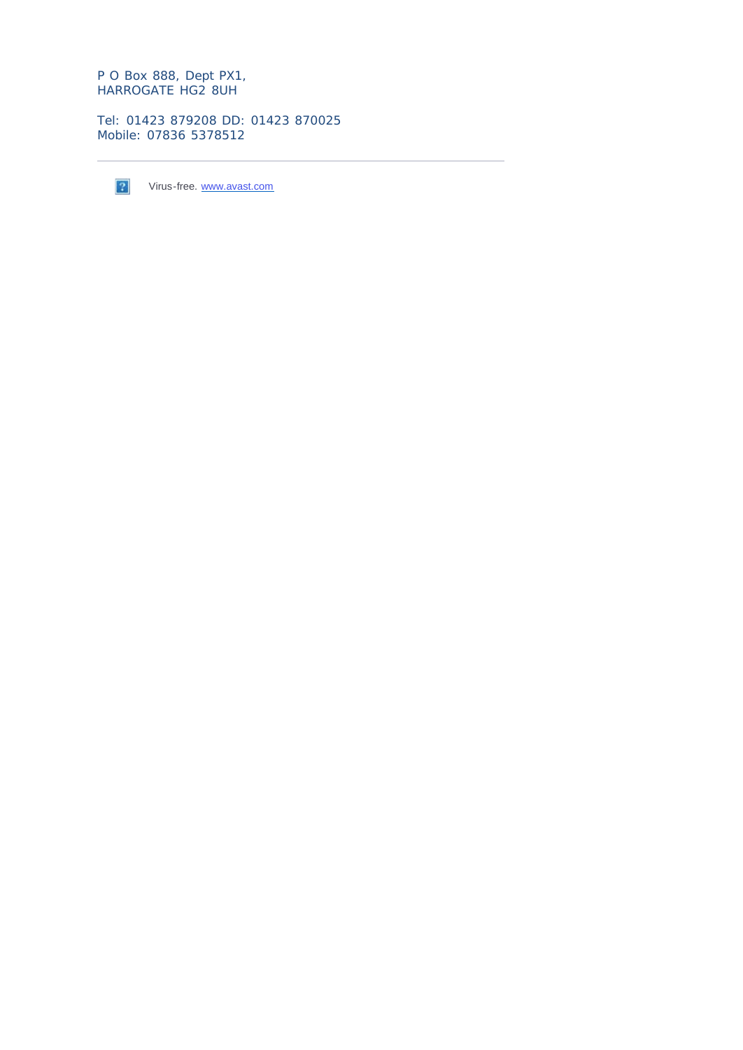P O Box 888, Dept PX1,
HARROGATE HG2 8UH

Tel: 01423 879208 DD: 01423 870025
Mobile: 07836 5378512

---

Virus-free. www.avast.com